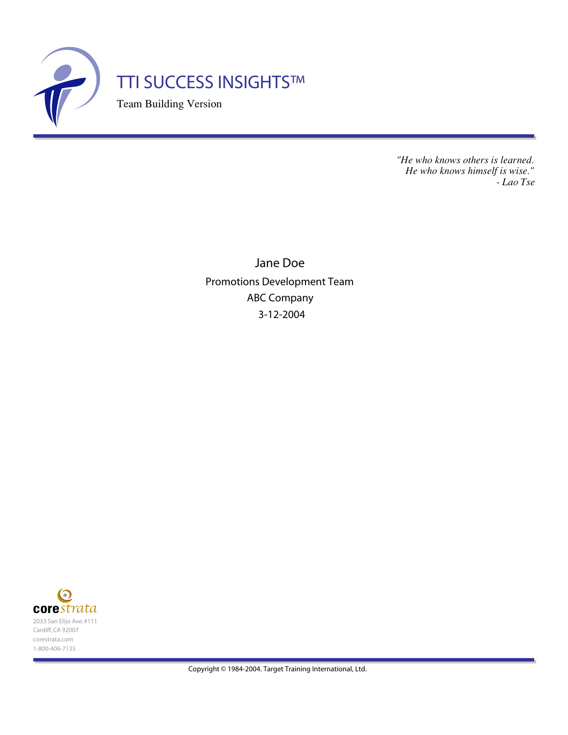# TTI SUCCESS INSIGHTS™

Team Building Version

*"He who knows others is learned.*
*He who knows himself is wise."*
*- Lao Tse*

Jane Doe

Promotions Development Team

ABC Company

3-12-2004

**core** *strata*

2033 San Elijo Ave. #111
Cardiff, CA 92007
corestrata.com
1-800-406-7135

Copyright © 1984-2004. Target Training International, Ltd.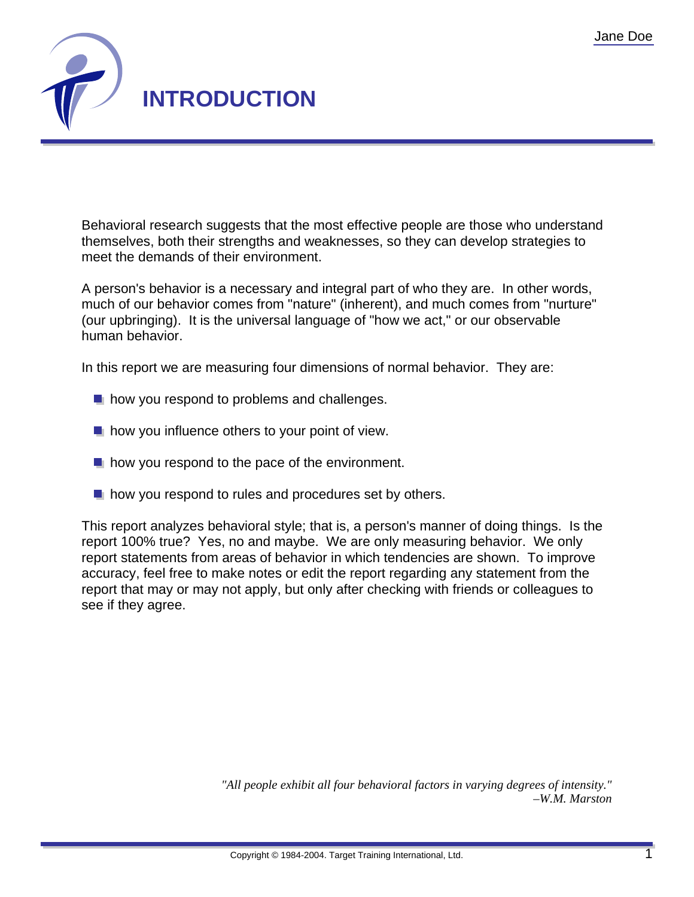# INTRODUCTION

Behavioral research suggests that the most effective people are those who understand themselves, both their strengths and weaknesses, so they can develop strategies to meet the demands of their environment.

A person's behavior is a necessary and integral part of who they are. In other words, much of our behavior comes from "nature" (inherent), and much comes from "nurture" (our upbringing). It is the universal language of "how we act," or our observable human behavior.

In this report we are measuring four dimensions of normal behavior. They are:

- how you respond to problems and challenges.
- how you influence others to your point of view.
- how you respond to the pace of the environment.
- how you respond to rules and procedures set by others.

This report analyzes behavioral style; that is, a person's manner of doing things. Is the report 100% true? Yes, no and maybe. We are only measuring behavior. We only report statements from areas of behavior in which tendencies are shown. To improve accuracy, feel free to make notes or edit the report regarding any statement from the report that may or may not apply, but only after checking with friends or colleagues to see if they agree.

*"All people exhibit all four behavioral factors in varying degrees of intensity."*
*–W.M. Marston*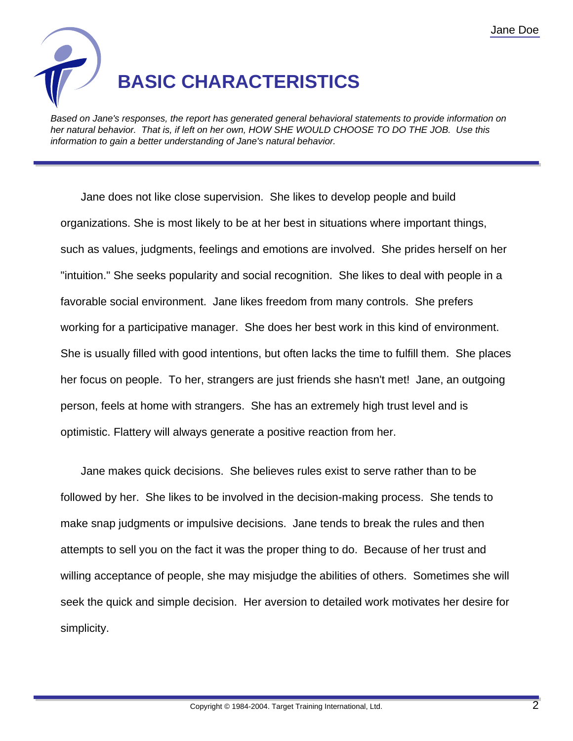# BASIC CHARACTERISTICS

*Based on Jane's responses, the report has generated general behavioral statements to provide information on her natural behavior. That is, if left on her own, HOW SHE WOULD CHOOSE TO DO THE JOB. Use this information to gain a better understanding of Jane's natural behavior.*

Jane does not like close supervision. She likes to develop people and build organizations. She is most likely to be at her best in situations where important things, such as values, judgments, feelings and emotions are involved. She prides herself on her "intuition." She seeks popularity and social recognition. She likes to deal with people in a favorable social environment. Jane likes freedom from many controls. She prefers working for a participative manager. She does her best work in this kind of environment. She is usually filled with good intentions, but often lacks the time to fulfill them. She places her focus on people. To her, strangers are just friends she hasn't met! Jane, an outgoing person, feels at home with strangers. She has an extremely high trust level and is optimistic. Flattery will always generate a positive reaction from her.

Jane makes quick decisions. She believes rules exist to serve rather than to be followed by her. She likes to be involved in the decision-making process. She tends to make snap judgments or impulsive decisions. Jane tends to break the rules and then attempts to sell you on the fact it was the proper thing to do. Because of her trust and willing acceptance of people, she may misjudge the abilities of others. Sometimes she will seek the quick and simple decision. Her aversion to detailed work motivates her desire for simplicity.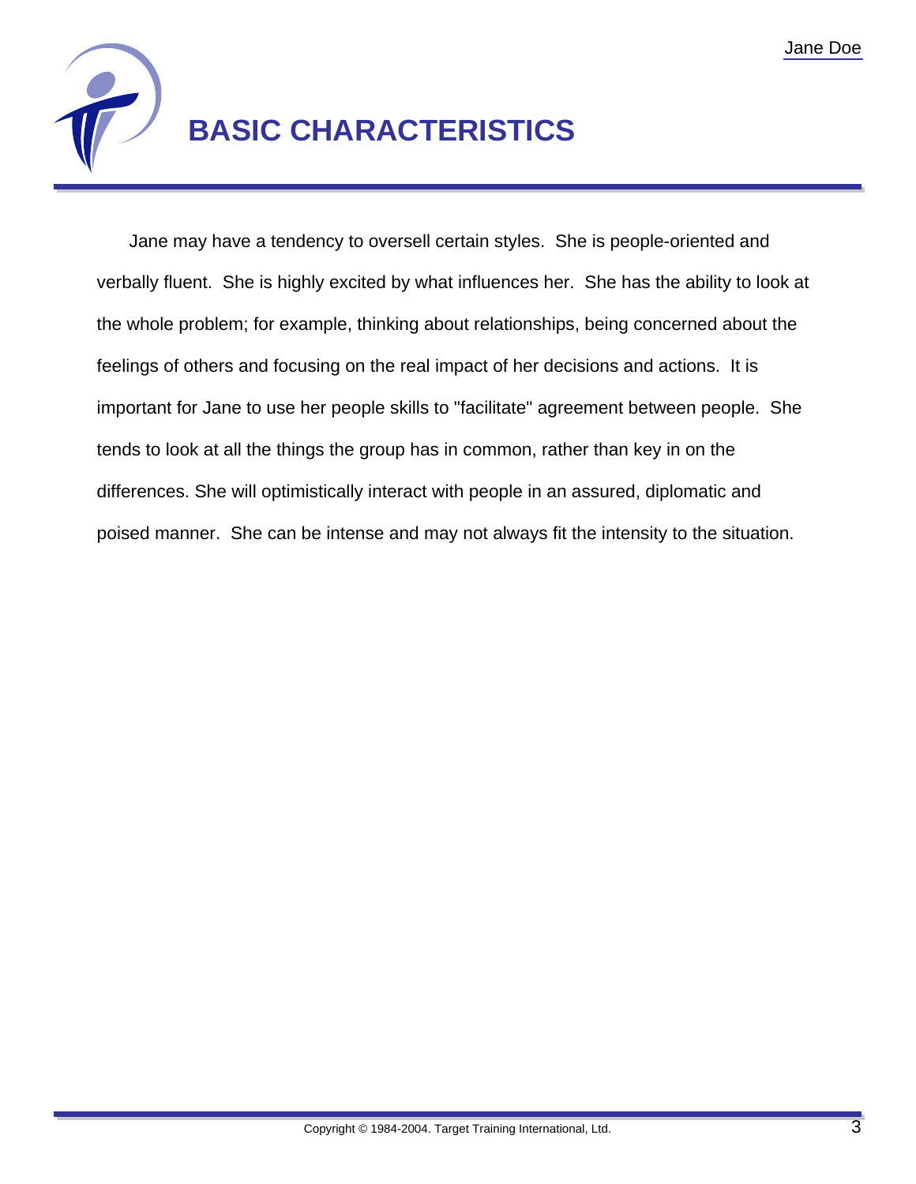# BASIC CHARACTERISTICS

Jane may have a tendency to oversell certain styles.  She is people-oriented and verbally fluent.  She is highly excited by what influences her.  She has the ability to look at the whole problem; for example, thinking about relationships, being concerned about the feelings of others and focusing on the real impact of her decisions and actions.  It is important for Jane to use her people skills to "facilitate" agreement between people.  She tends to look at all the things the group has in common, rather than key in on the differences. She will optimistically interact with people in an assured, diplomatic and poised manner.  She can be intense and may not always fit the intensity to the situation.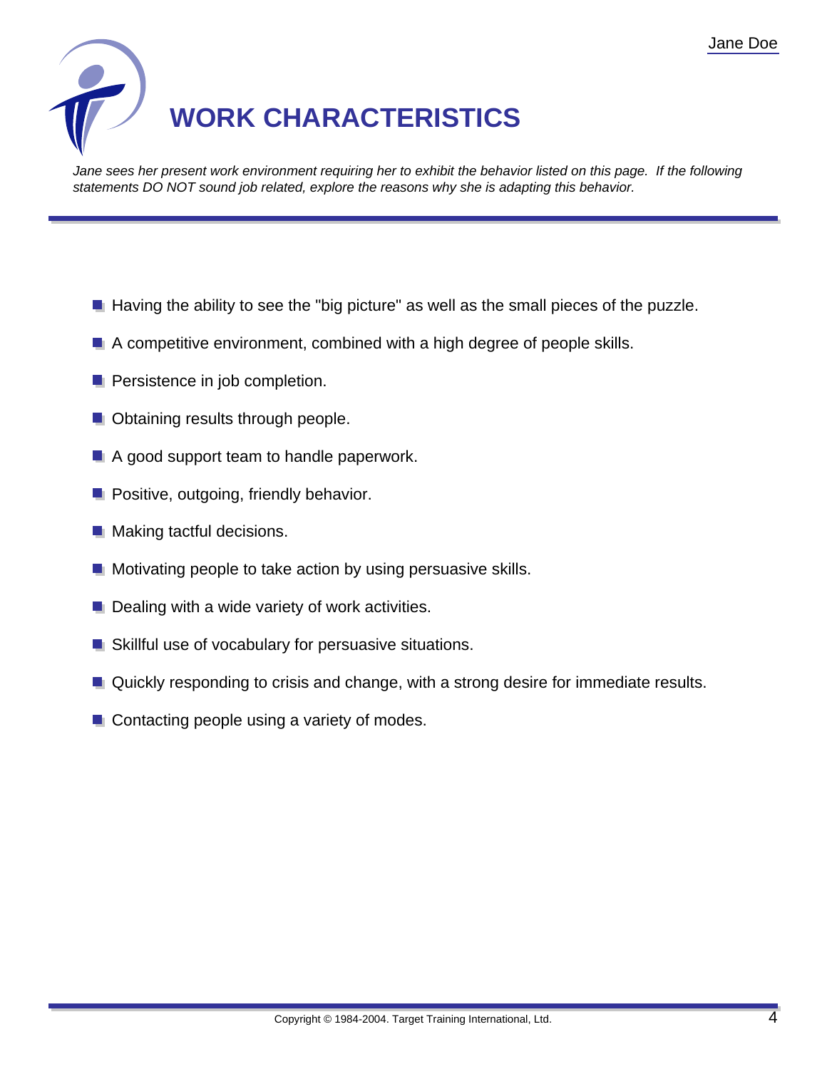# WORK CHARACTERISTICS

*Jane sees her present work environment requiring her to exhibit the behavior listed on this page. If the following statements DO NOT sound job related, explore the reasons why she is adapting this behavior.*

- Having the ability to see the "big picture" as well as the small pieces of the puzzle.
- A competitive environment, combined with a high degree of people skills.
- Persistence in job completion.
- Obtaining results through people.
- A good support team to handle paperwork.
- Positive, outgoing, friendly behavior.
- Making tactful decisions.
- Motivating people to take action by using persuasive skills.
- Dealing with a wide variety of work activities.
- Skillful use of vocabulary for persuasive situations.
- Quickly responding to crisis and change, with a strong desire for immediate results.
- Contacting people using a variety of modes.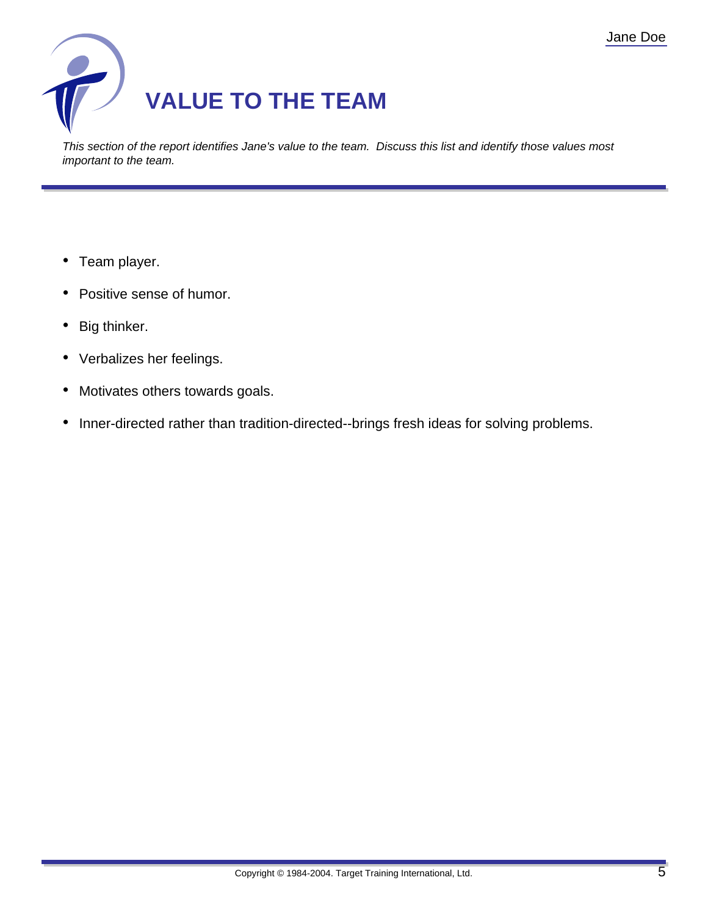# VALUE TO THE TEAM

*This section of the report identifies Jane's value to the team. Discuss this list and identify those values most important to the team.*

- Team player.
- Positive sense of humor.
- Big thinker.
- Verbalizes her feelings.
- Motivates others towards goals.
- Inner-directed rather than tradition-directed--brings fresh ideas for solving problems.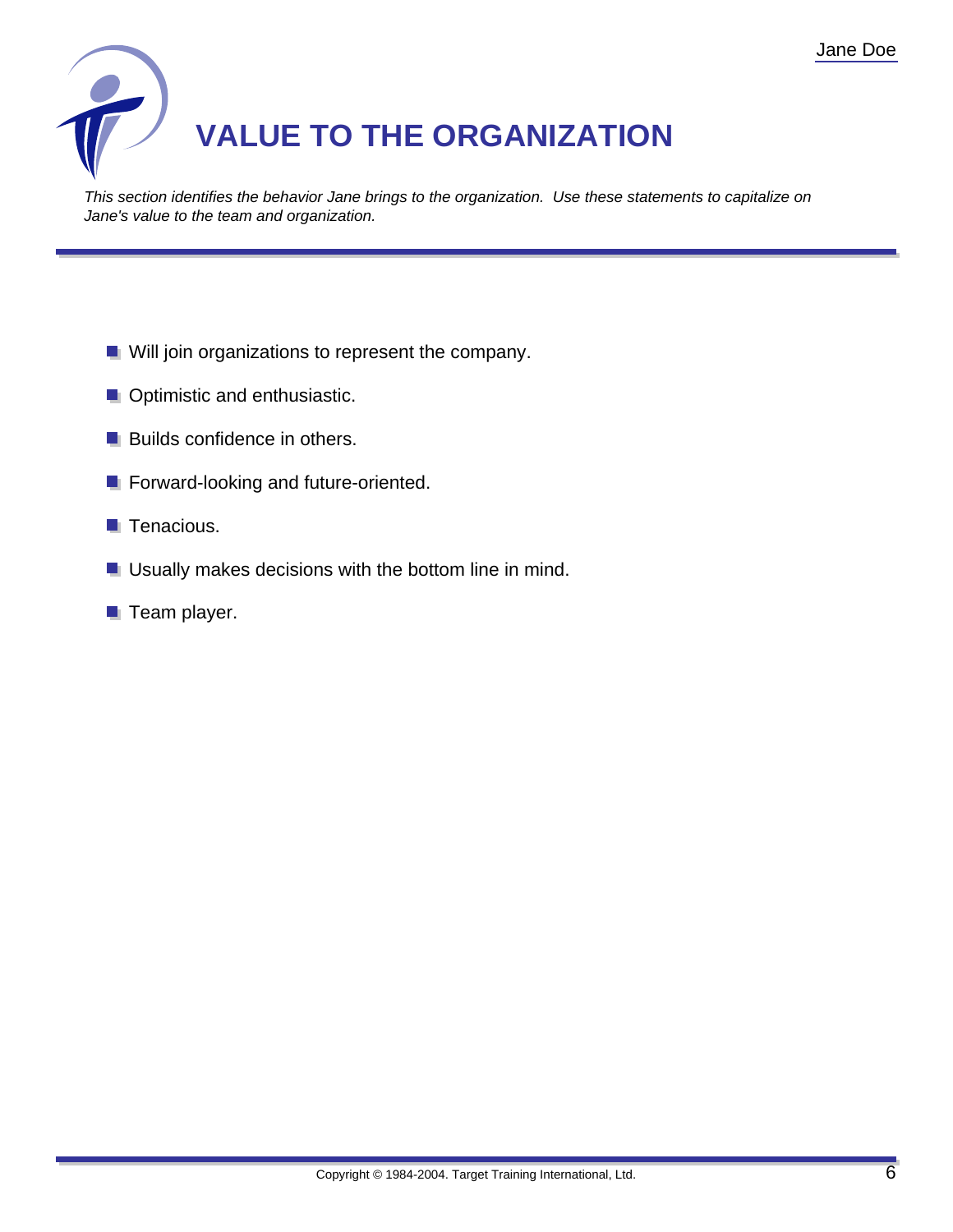# VALUE TO THE ORGANIZATION

*This section identifies the behavior Jane brings to the organization. Use these statements to capitalize on Jane's value to the team and organization.*

- Will join organizations to represent the company.
- Optimistic and enthusiastic.
- Builds confidence in others.
- Forward-looking and future-oriented.
- Tenacious.
- Usually makes decisions with the bottom line in mind.
- Team player.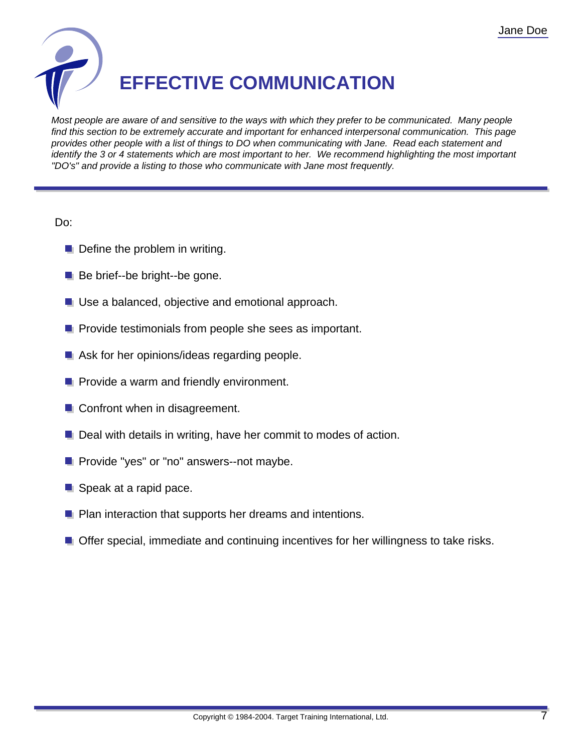# EFFECTIVE COMMUNICATION

*Most people are aware of and sensitive to the ways with which they prefer to be communicated. Many people find this section to be extremely accurate and important for enhanced interpersonal communication. This page provides other people with a list of things to DO when communicating with Jane. Read each statement and identify the 3 or 4 statements which are most important to her. We recommend highlighting the most important "DO's" and provide a listing to those who communicate with Jane most frequently.*

Do:

- Define the problem in writing.
- Be brief--be bright--be gone.
- Use a balanced, objective and emotional approach.
- Provide testimonials from people she sees as important.
- Ask for her opinions/ideas regarding people.
- Provide a warm and friendly environment.
- Confront when in disagreement.
- Deal with details in writing, have her commit to modes of action.
- Provide "yes" or "no" answers--not maybe.
- Speak at a rapid pace.
- Plan interaction that supports her dreams and intentions.
- Offer special, immediate and continuing incentives for her willingness to take risks.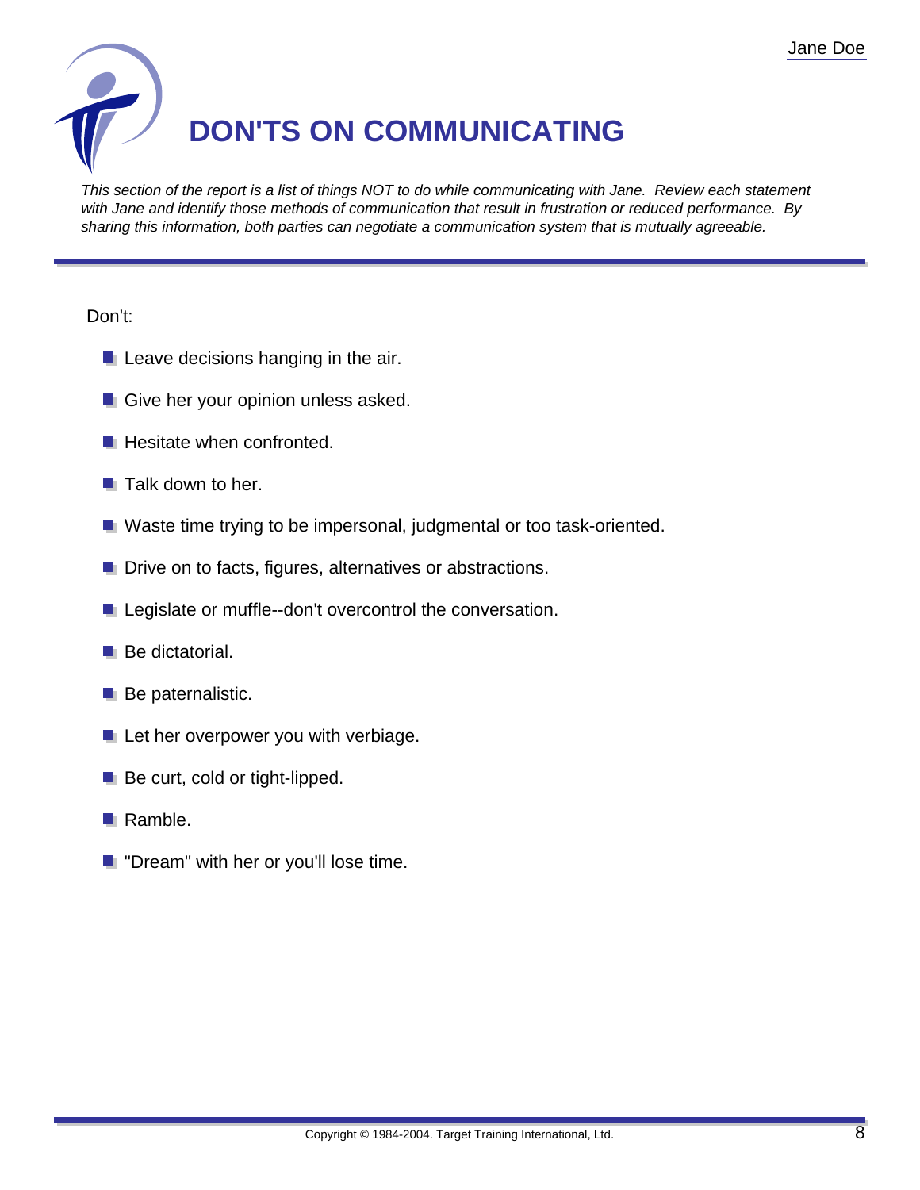# DON'TS ON COMMUNICATING

*This section of the report is a list of things NOT to do while communicating with Jane. Review each statement with Jane and identify those methods of communication that result in frustration or reduced performance. By sharing this information, both parties can negotiate a communication system that is mutually agreeable.*

Don't:

- Leave decisions hanging in the air.
- Give her your opinion unless asked.
- Hesitate when confronted.
- Talk down to her.
- Waste time trying to be impersonal, judgmental or too task-oriented.
- Drive on to facts, figures, alternatives or abstractions.
- Legislate or muffle--don't overcontrol the conversation.
- Be dictatorial.
- Be paternalistic.
- Let her overpower you with verbiage.
- Be curt, cold or tight-lipped.
- Ramble.
- "Dream" with her or you'll lose time.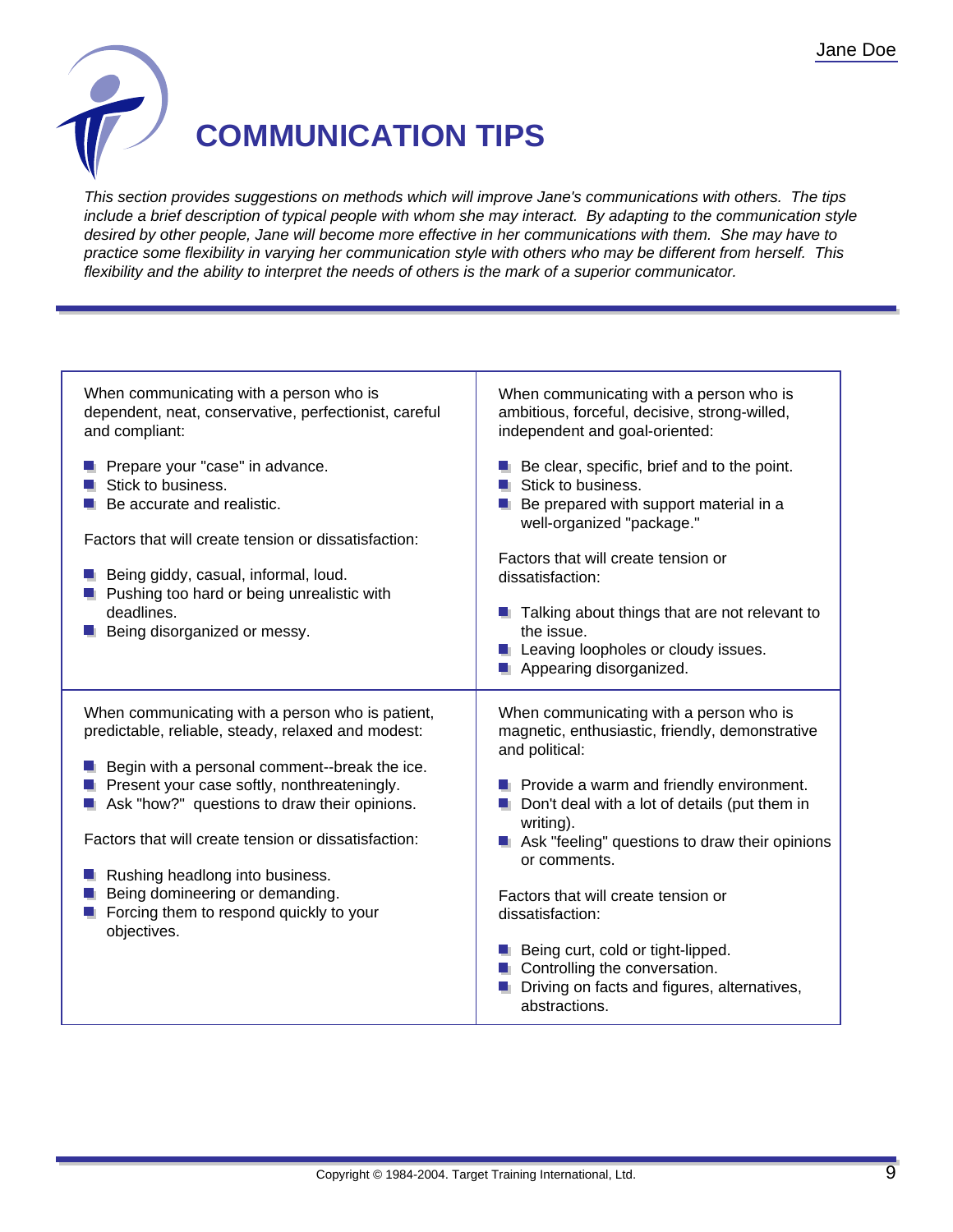# COMMUNICATION TIPS

*This section provides suggestions on methods which will improve Jane's communications with others. The tips include a brief description of typical people with whom she may interact. By adapting to the communication style desired by other people, Jane will become more effective in her communications with them. She may have to practice some flexibility in varying her communication style with others who may be different from herself. This flexibility and the ability to interpret the needs of others is the mark of a superior communicator.*

---

When communicating with a person who is dependent, neat, conservative, perfectionist, careful and compliant:

- Prepare your "case" in advance.
- Stick to business.
- Be accurate and realistic.

Factors that will create tension or dissatisfaction:

- Being giddy, casual, informal, loud.
- Pushing too hard or being unrealistic with deadlines.
- Being disorganized or messy.

When communicating with a person who is ambitious, forceful, decisive, strong-willed, independent and goal-oriented:

- Be clear, specific, brief and to the point.
- Stick to business.
- Be prepared with support material in a well-organized "package."

Factors that will create tension or dissatisfaction:

- Talking about things that are not relevant to the issue.
- Leaving loopholes or cloudy issues.
- Appearing disorganized.

When communicating with a person who is patient, predictable, reliable, steady, relaxed and modest:

- Begin with a personal comment--break the ice.
- Present your case softly, nonthreateningly.
- Ask "how?" questions to draw their opinions.

Factors that will create tension or dissatisfaction:

- Rushing headlong into business.
- Being domineering or demanding.
- Forcing them to respond quickly to your objectives.

When communicating with a person who is magnetic, enthusiastic, friendly, demonstrative and political:

- Provide a warm and friendly environment.
- Don't deal with a lot of details (put them in writing).
- Ask "feeling" questions to draw their opinions or comments.

Factors that will create tension or dissatisfaction:

- Being curt, cold or tight-lipped.
- Controlling the conversation.
- Driving on facts and figures, alternatives, abstractions.

Copyright © 1984-2004. Target Training International, Ltd.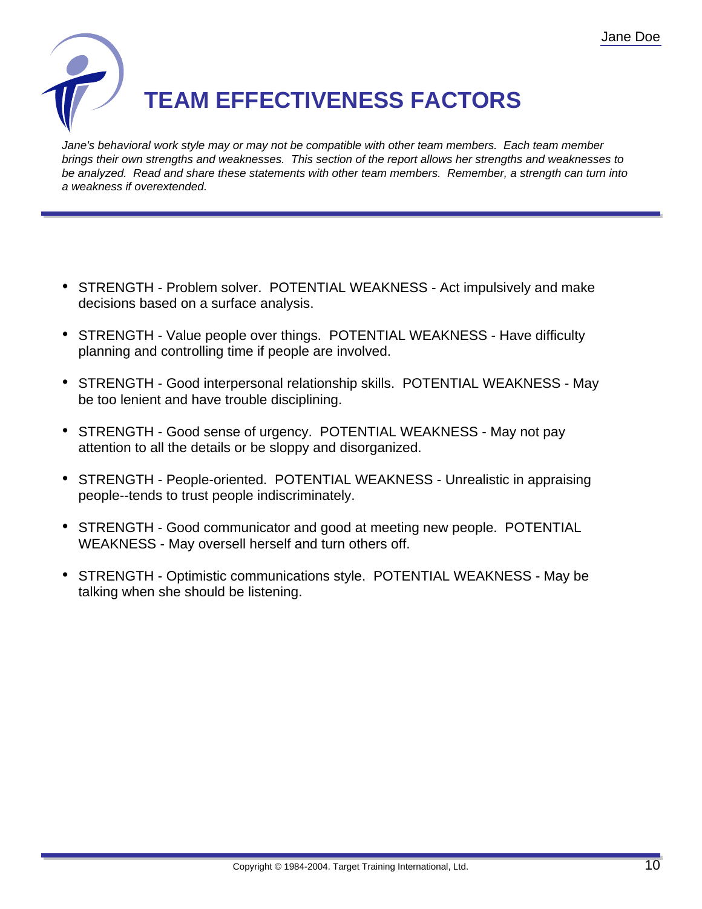# TEAM EFFECTIVENESS FACTORS

*Jane's behavioral work style may or may not be compatible with other team members. Each team member brings their own strengths and weaknesses. This section of the report allows her strengths and weaknesses to be analyzed. Read and share these statements with other team members. Remember, a strength can turn into a weakness if overextended.*

- STRENGTH - Problem solver. POTENTIAL WEAKNESS - Act impulsively and make decisions based on a surface analysis.
- STRENGTH - Value people over things. POTENTIAL WEAKNESS - Have difficulty planning and controlling time if people are involved.
- STRENGTH - Good interpersonal relationship skills. POTENTIAL WEAKNESS - May be too lenient and have trouble disciplining.
- STRENGTH - Good sense of urgency. POTENTIAL WEAKNESS - May not pay attention to all the details or be sloppy and disorganized.
- STRENGTH - People-oriented. POTENTIAL WEAKNESS - Unrealistic in appraising people--tends to trust people indiscriminately.
- STRENGTH - Good communicator and good at meeting new people. POTENTIAL WEAKNESS - May oversell herself and turn others off.
- STRENGTH - Optimistic communications style. POTENTIAL WEAKNESS - May be talking when she should be listening.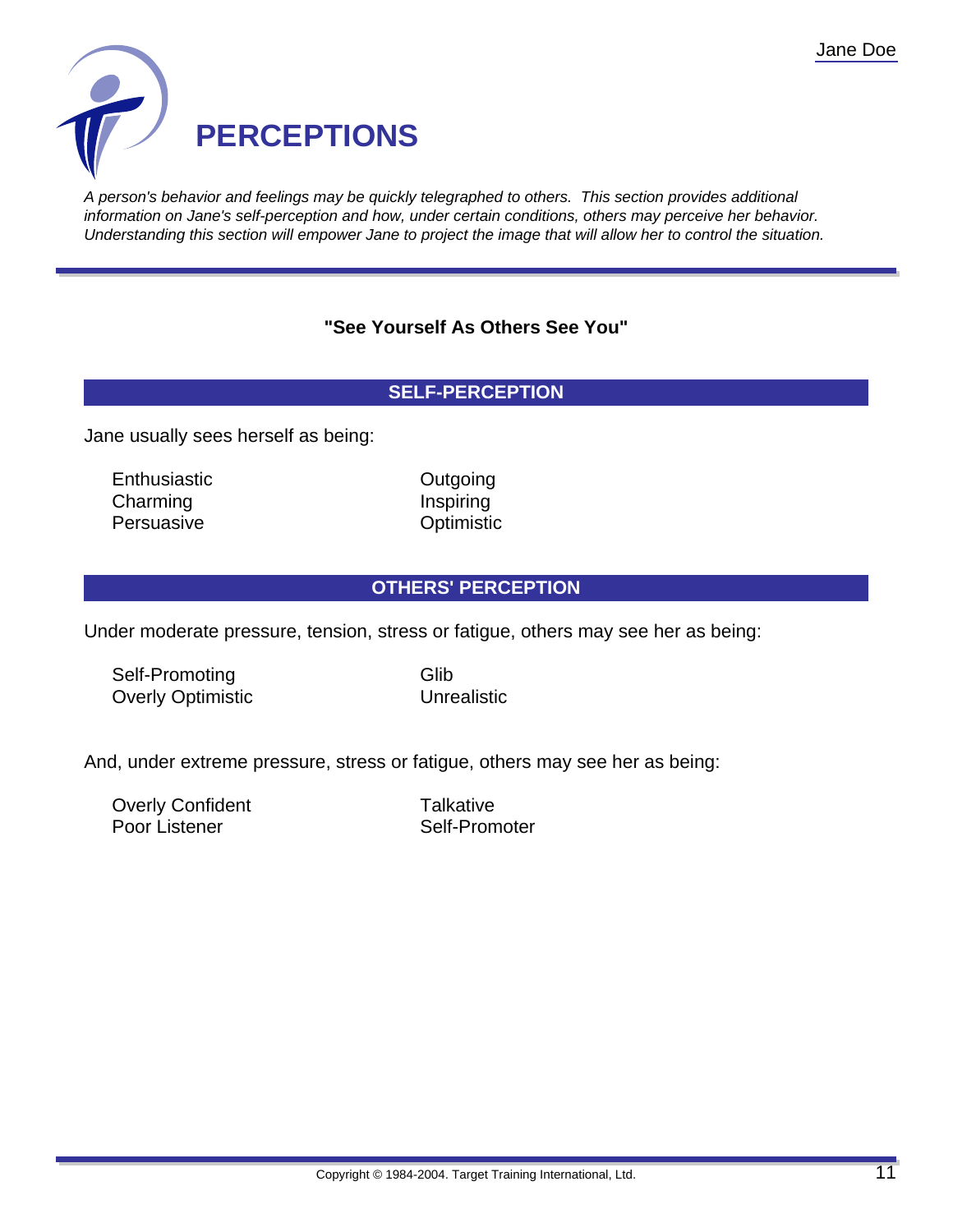# PERCEPTIONS

*A person's behavior and feelings may be quickly telegraphed to others. This section provides additional information on Jane's self-perception and how, under certain conditions, others may perceive her behavior. Understanding this section will empower Jane to project the image that will allow her to control the situation.*

---

**"See Yourself As Others See You"**

## SELF-PERCEPTION

Jane usually sees herself as being:

- Enthusiastic
- Charming
- Persuasive
- Outgoing
- Inspiring
- Optimistic

## OTHERS' PERCEPTION

Under moderate pressure, tension, stress or fatigue, others may see her as being:

- Self-Promoting
- Overly Optimistic
- Glib
- Unrealistic

And, under extreme pressure, stress or fatigue, others may see her as being:

- Overly Confident
- Poor Listener
- Talkative
- Self-Promoter

Copyright © 1984-2004. Target Training International, Ltd.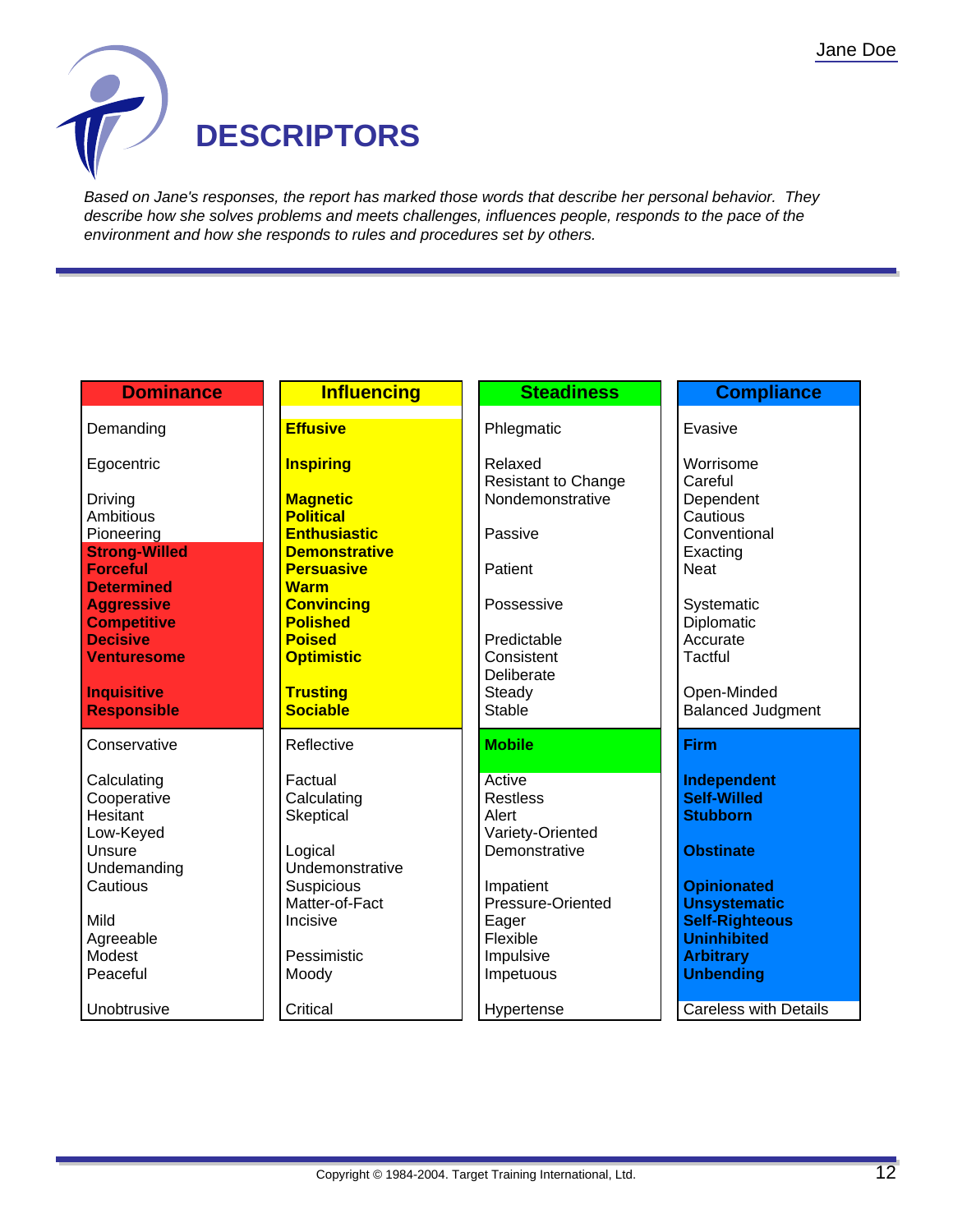# DESCRIPTORS

*Based on Jane's responses, the report has marked those words that describe her personal behavior. They describe how she solves problems and meets challenges, influences people, responds to the pace of the environment and how she responds to rules and procedures set by others.*

| Dominance | Influencing | Steadiness | Compliance |
|---|---|---|---|
| Demanding | **Effusive** | Phlegmatic | Evasive |
| Egocentric | **Inspiring** | Relaxed | Worrisome |
| | | Resistant to Change | Careful |
| Driving | **Magnetic** | Nondemonstrative | Dependent |
| Ambitious | **Political** | | Cautious |
| Pioneering | **Enthusiastic** | Passive | Conventional |
| **Strong-Willed** | **Demonstrative** | | Exacting |
| **Forceful** | **Persuasive** | Patient | Neat |
| **Determined** | **Warm** | | |
| **Aggressive** | **Convincing** | Possessive | Systematic |
| **Competitive** | **Polished** | | Diplomatic |
| **Decisive** | **Poised** | Predictable | Accurate |
| **Venturesome** | **Optimistic** | Consistent | Tactful |
| | | Deliberate | |
| **Inquisitive** | **Trusting** | Steady | Open-Minded |
| **Responsible** | **Sociable** | Stable | Balanced Judgment |
| Conservative | Reflective | **Mobile** | **Firm** |
| Calculating | Factual | Active | **Independent** |
| Cooperative | Calculating | Restless | **Self-Willed** |
| Hesitant | Skeptical | Alert | **Stubborn** |
| Low-Keyed | | Variety-Oriented | |
| Unsure | Logical | Demonstrative | **Obstinate** |
| Undemanding | Undemonstrative | | |
| Cautious | Suspicious | Impatient | **Opinionated** |
| | Matter-of-Fact | Pressure-Oriented | **Unsystematic** |
| Mild | Incisive | Eager | **Self-Righteous** |
| Agreeable | | Flexible | **Uninhibited** |
| Modest | Pessimistic | Impulsive | **Arbitrary** |
| Peaceful | Moody | Impetuous | **Unbending** |
| Unobtrusive | Critical | Hypertense | Careless with Details |

Copyright © 1984-2004. Target Training International, Ltd.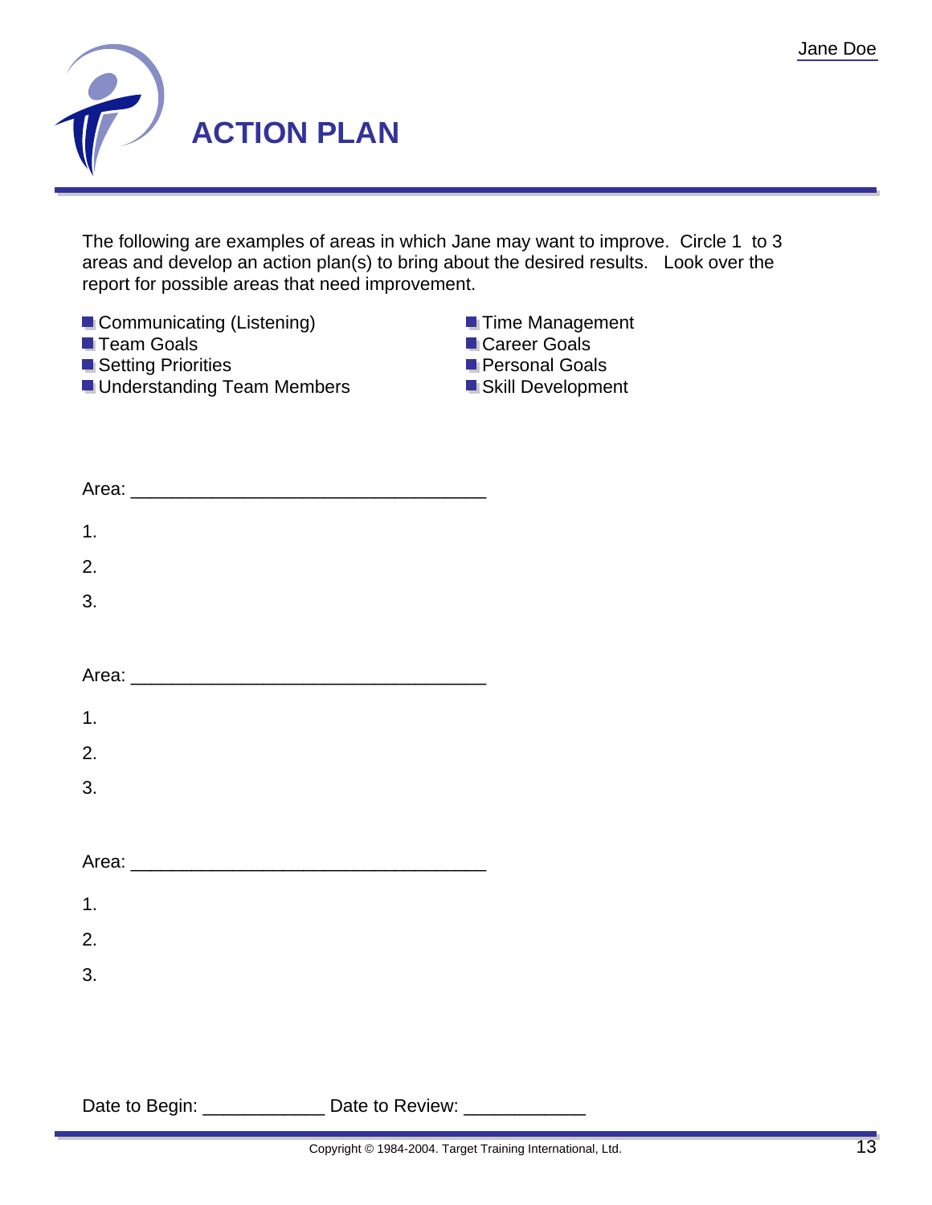# ACTION PLAN

The following are examples of areas in which Jane may want to improve. Circle 1 to 3 areas and develop an action plan(s) to bring about the desired results. Look over the report for possible areas that need improvement.

- Communicating (Listening)
- Team Goals
- Setting Priorities
- Understanding Team Members
- Time Management
- Career Goals
- Personal Goals
- Skill Development

Area: ___________________________________

1.

2.

3.

Area: ___________________________________

1.

2.

3.

Area: ___________________________________

1.

2.

3.

Date to Begin: ____________ Date to Review: ____________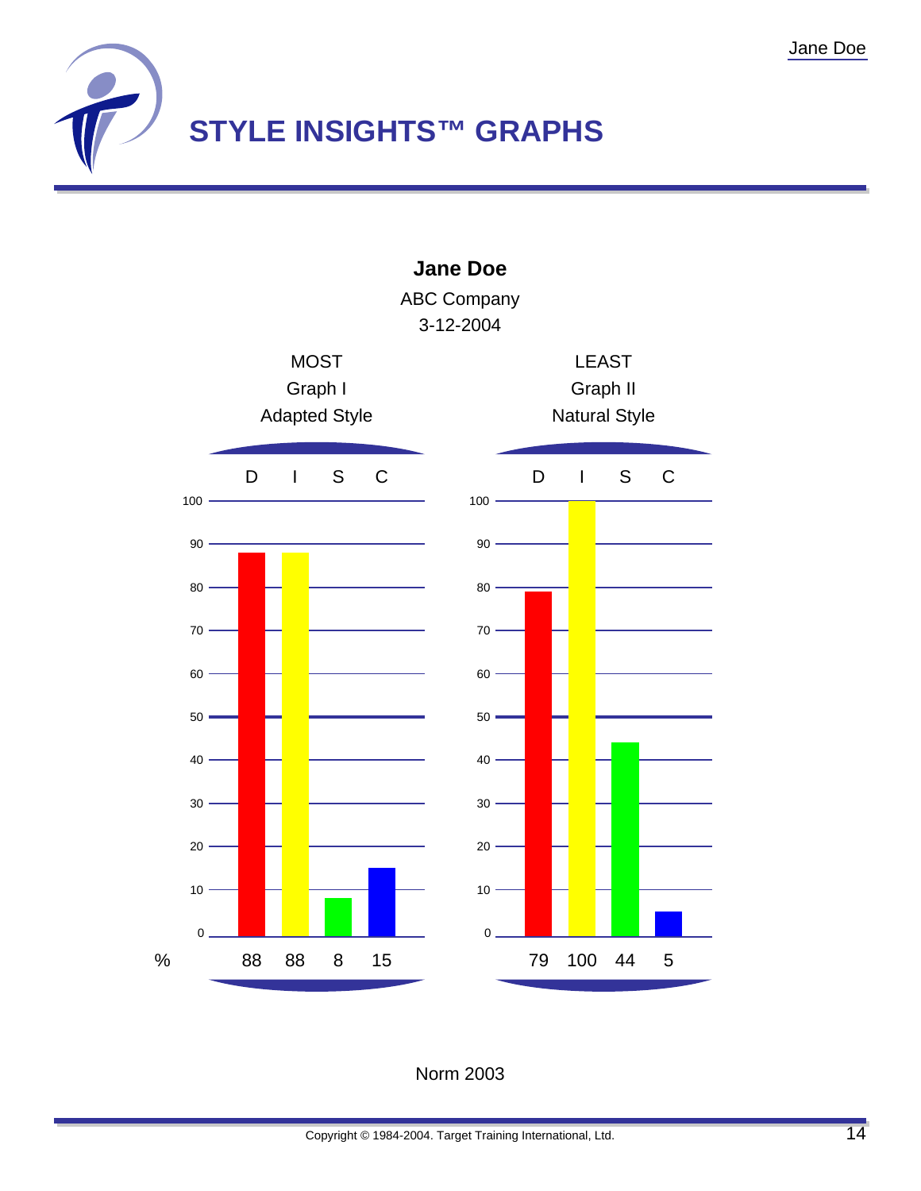# STYLE INSIGHTS™ GRAPHS

**Jane Doe**

ABC Company

3-12-2004

| | MOST<br>Graph I<br>Adapted Style | | | | LEAST<br>Graph II<br>Natural Style | | | |
|---|---|---|---|---|---|---|---|---|
| | D | I | S | C | D | I | S | C |
| % | 88 | 88 | 8 | 15 | 79 | 100 | 44 | 5 |

Norm 2003

Copyright © 1984-2004. Target Training International, Ltd.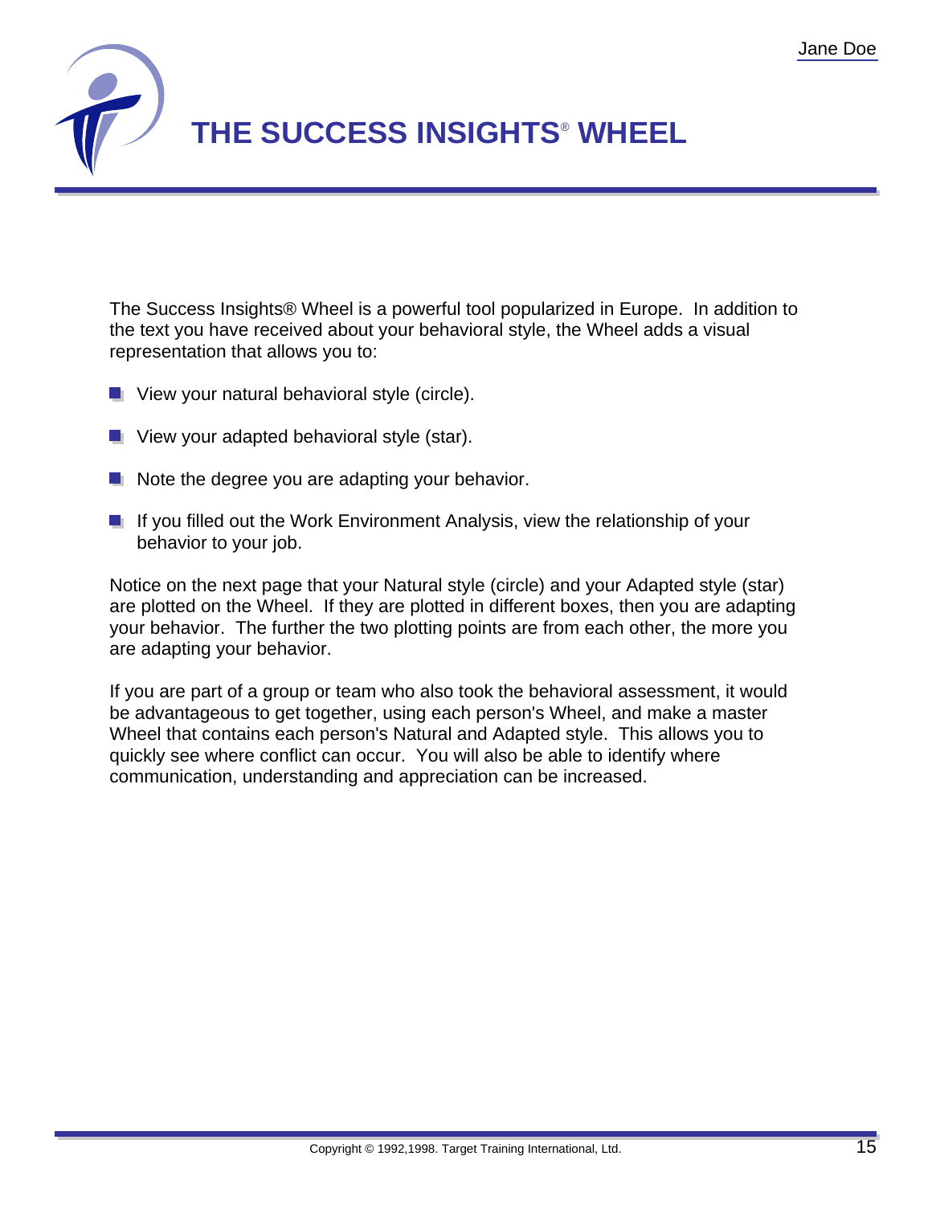# THE SUCCESS INSIGHTS® WHEEL

The Success Insights® Wheel is a powerful tool popularized in Europe. In addition to the text you have received about your behavioral style, the Wheel adds a visual representation that allows you to:

- View your natural behavioral style (circle).
- View your adapted behavioral style (star).
- Note the degree you are adapting your behavior.
- If you filled out the Work Environment Analysis, view the relationship of your behavior to your job.

Notice on the next page that your Natural style (circle) and your Adapted style (star) are plotted on the Wheel. If they are plotted in different boxes, then you are adapting your behavior. The further the two plotting points are from each other, the more you are adapting your behavior.

If you are part of a group or team who also took the behavioral assessment, it would be advantageous to get together, using each person's Wheel, and make a master Wheel that contains each person's Natural and Adapted style. This allows you to quickly see where conflict can occur. You will also be able to identify where communication, understanding and appreciation can be increased.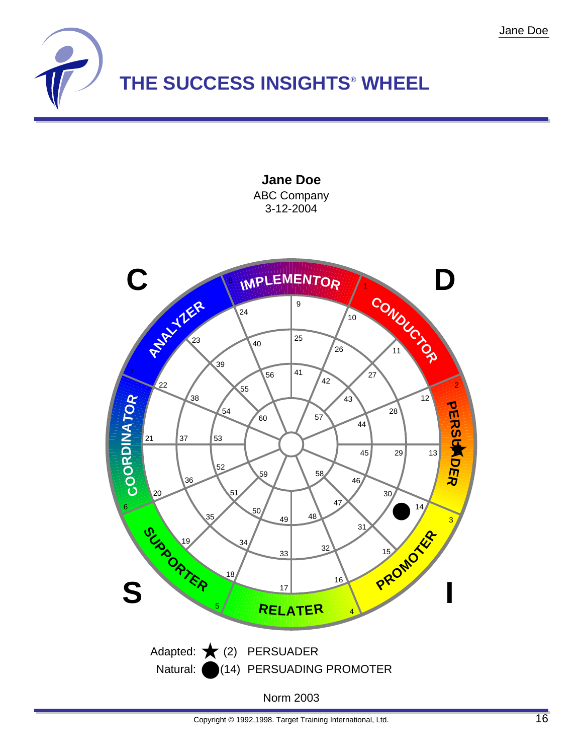# THE SUCCESS INSIGHTS® WHEEL

**Jane Doe**
ABC Company
3-12-2004

C

D

S

I

IMPLEMENTOR

CONDUCTOR

PERSUADER

PROMOTER

RELATER

SUPPORTER

COORDINATOR

ANALYZER

Adapted: ★ (2) PERSUADER

Natural: ● (14) PERSUADING PROMOTER

Norm 2003

Copyright © 1992,1998. Target Training International, Ltd.